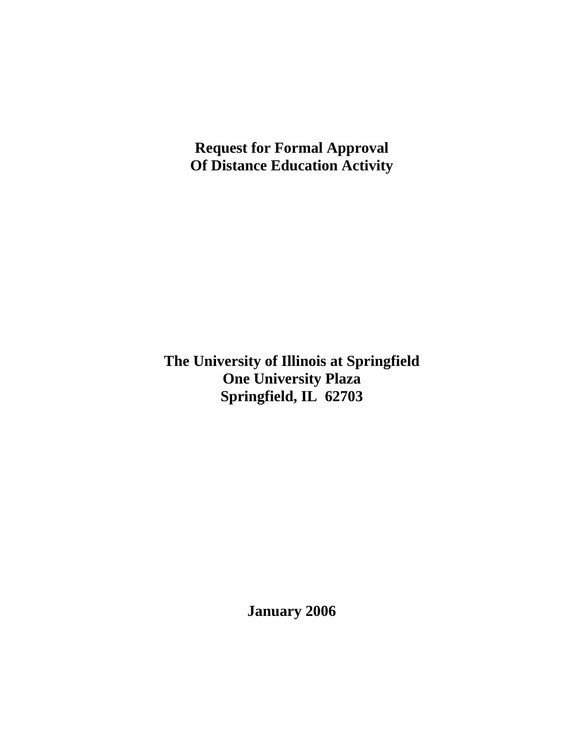# Request for Formal Approval
# Of Distance Education Activity

**The University of Illinois at Springfield**
**One University Plaza**
**Springfield, IL 62703**

**January 2006**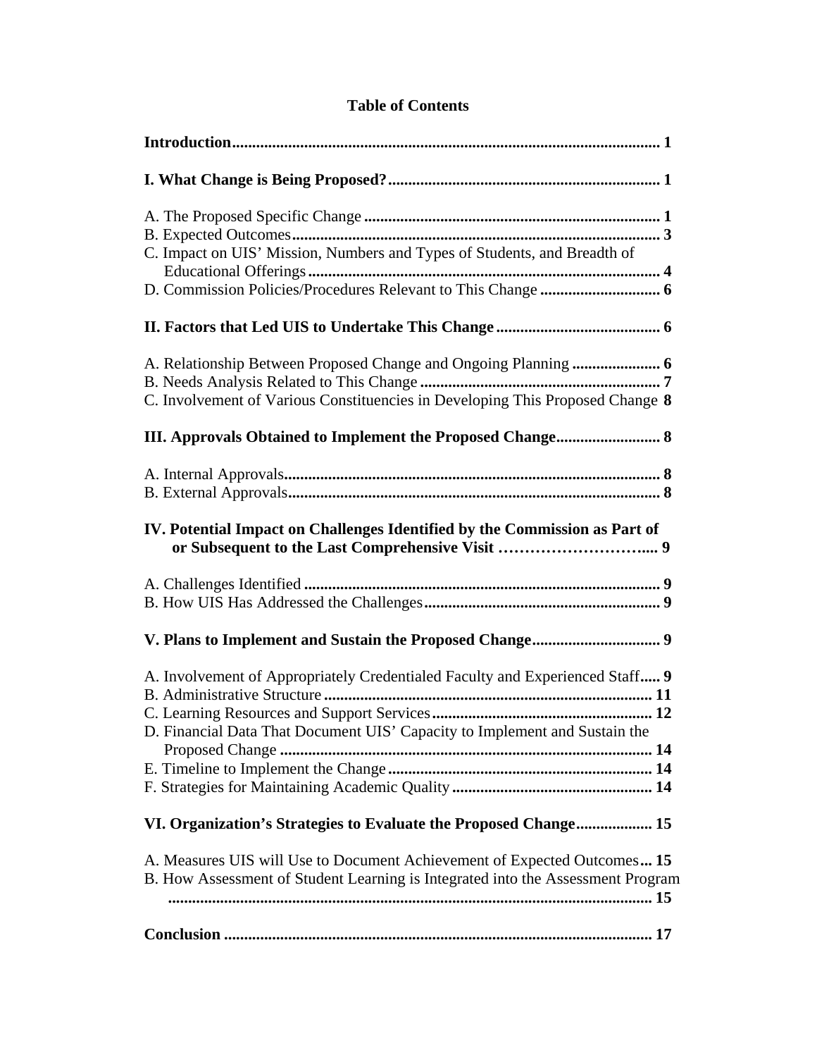# Table of Contents

**Introduction** .......... **1**

**I. What Change is Being Proposed?** .......... **1**

A. The Proposed Specific Change .......... **1**
B. Expected Outcomes .......... **3**
C. Impact on UIS' Mission, Numbers and Types of Students, and Breadth of Educational Offerings .......... **4**
D. Commission Policies/Procedures Relevant to This Change .......... **6**

**II. Factors that Led UIS to Undertake This Change** .......... **6**

A. Relationship Between Proposed Change and Ongoing Planning .......... **6**
B. Needs Analysis Related to This Change .......... **7**
C. Involvement of Various Constituencies in Developing This Proposed Change **8**

**III. Approvals Obtained to Implement the Proposed Change** .......... **8**

A. Internal Approvals .......... **8**
B. External Approvals .......... **8**

**IV. Potential Impact on Challenges Identified by the Commission as Part of or Subsequent to the Last Comprehensive Visit** .......... **9**

A. Challenges Identified .......... **9**
B. How UIS Has Addressed the Challenges .......... **9**

**V. Plans to Implement and Sustain the Proposed Change** .......... **9**

A. Involvement of Appropriately Credentialed Faculty and Experienced Staff .......... **9**
B. Administrative Structure .......... **11**
C. Learning Resources and Support Services .......... **12**
D. Financial Data That Document UIS' Capacity to Implement and Sustain the Proposed Change .......... **14**
E. Timeline to Implement the Change .......... **14**
F. Strategies for Maintaining Academic Quality .......... **14**

**VI. Organization's Strategies to Evaluate the Proposed Change** .......... **15**

A. Measures UIS will Use to Document Achievement of Expected Outcomes .......... **15**
B. How Assessment of Student Learning is Integrated into the Assessment Program .......... **15**

**Conclusion** .......... **17**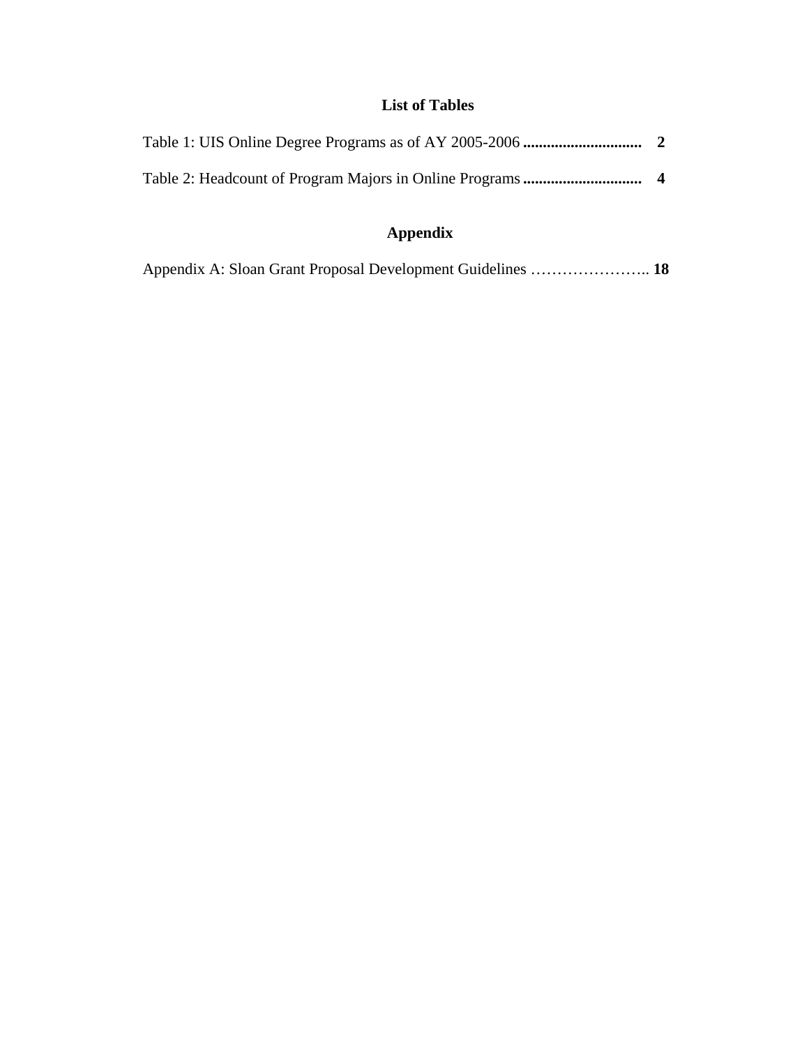## List of Tables

Table 1: UIS Online Degree Programs as of AY 2005-2006 .............................. **2**

Table 2: Headcount of Program Majors in Online Programs .............................. **4**

## Appendix

Appendix A: Sloan Grant Proposal Development Guidelines ………………….. **18**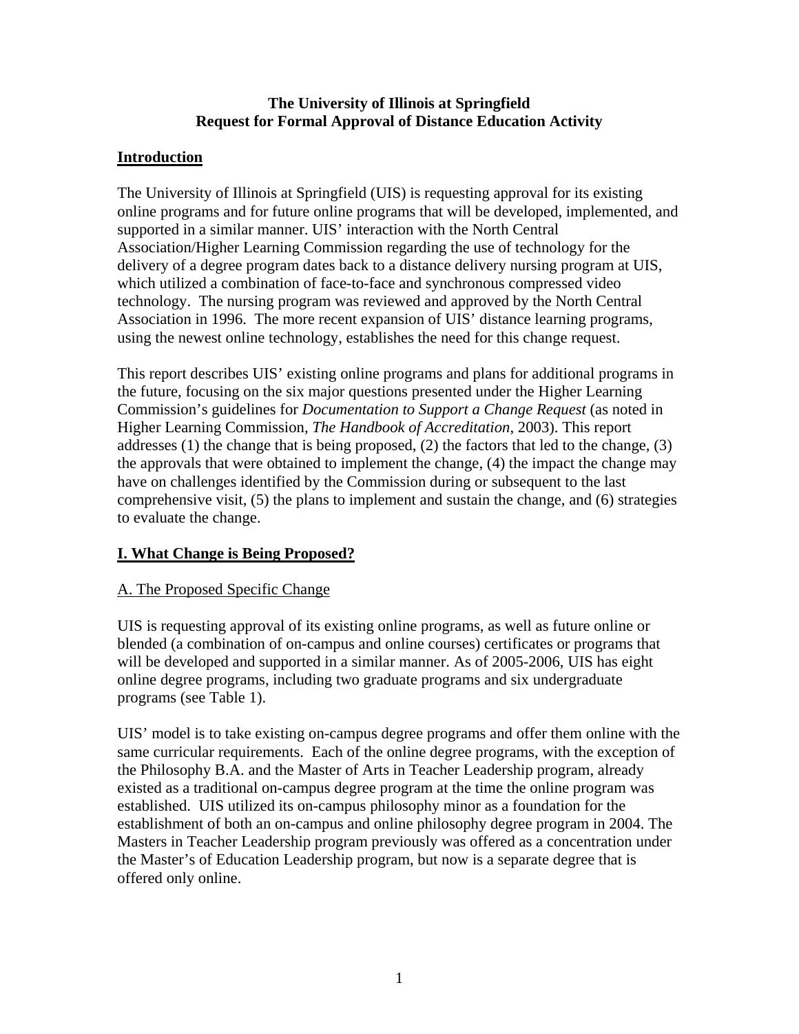**The University of Illinois at Springfield**
**Request for Formal Approval of Distance Education Activity**

## Introduction

The University of Illinois at Springfield (UIS) is requesting approval for its existing online programs and for future online programs that will be developed, implemented, and supported in a similar manner. UIS' interaction with the North Central Association/Higher Learning Commission regarding the use of technology for the delivery of a degree program dates back to a distance delivery nursing program at UIS, which utilized a combination of face-to-face and synchronous compressed video technology. The nursing program was reviewed and approved by the North Central Association in 1996. The more recent expansion of UIS' distance learning programs, using the newest online technology, establishes the need for this change request.

This report describes UIS' existing online programs and plans for additional programs in the future, focusing on the six major questions presented under the Higher Learning Commission's guidelines for *Documentation to Support a Change Request* (as noted in Higher Learning Commission*, The Handbook of Accreditation*, 2003). This report addresses (1) the change that is being proposed, (2) the factors that led to the change, (3) the approvals that were obtained to implement the change, (4) the impact the change may have on challenges identified by the Commission during or subsequent to the last comprehensive visit, (5) the plans to implement and sustain the change, and (6) strategies to evaluate the change.

## I. What Change is Being Proposed?

### A. The Proposed Specific Change

UIS is requesting approval of its existing online programs, as well as future online or blended (a combination of on-campus and online courses) certificates or programs that will be developed and supported in a similar manner. As of 2005-2006, UIS has eight online degree programs, including two graduate programs and six undergraduate programs (see Table 1).

UIS' model is to take existing on-campus degree programs and offer them online with the same curricular requirements. Each of the online degree programs, with the exception of the Philosophy B.A. and the Master of Arts in Teacher Leadership program, already existed as a traditional on-campus degree program at the time the online program was established. UIS utilized its on-campus philosophy minor as a foundation for the establishment of both an on-campus and online philosophy degree program in 2004. The Masters in Teacher Leadership program previously was offered as a concentration under the Master's of Education Leadership program, but now is a separate degree that is offered only online.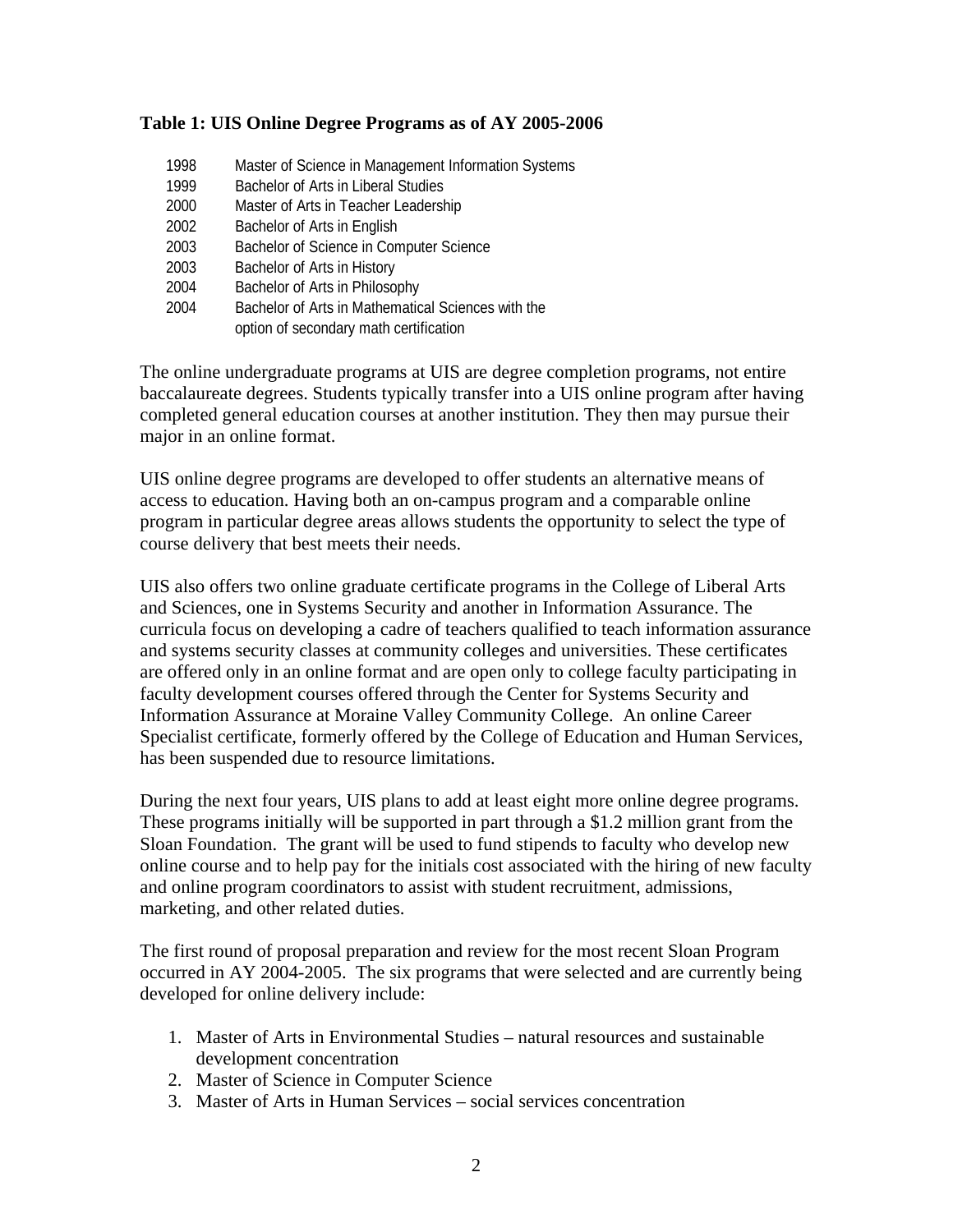**Table 1: UIS Online Degree Programs as of AY 2005-2006**

| | |
|---|---|
| 1998 | Master of Science in Management Information Systems |
| 1999 | Bachelor of Arts in Liberal Studies |
| 2000 | Master of Arts in Teacher Leadership |
| 2002 | Bachelor of Arts in English |
| 2003 | Bachelor of Science in Computer Science |
| 2003 | Bachelor of Arts in History |
| 2004 | Bachelor of Arts in Philosophy |
| 2004 | Bachelor of Arts in Mathematical Sciences with the option of secondary math certification |

The online undergraduate programs at UIS are degree completion programs, not entire baccalaureate degrees. Students typically transfer into a UIS online program after having completed general education courses at another institution. They then may pursue their major in an online format.

UIS online degree programs are developed to offer students an alternative means of access to education. Having both an on-campus program and a comparable online program in particular degree areas allows students the opportunity to select the type of course delivery that best meets their needs.

UIS also offers two online graduate certificate programs in the College of Liberal Arts and Sciences, one in Systems Security and another in Information Assurance. The curricula focus on developing a cadre of teachers qualified to teach information assurance and systems security classes at community colleges and universities. These certificates are offered only in an online format and are open only to college faculty participating in faculty development courses offered through the Center for Systems Security and Information Assurance at Moraine Valley Community College. An online Career Specialist certificate, formerly offered by the College of Education and Human Services, has been suspended due to resource limitations.

During the next four years, UIS plans to add at least eight more online degree programs. These programs initially will be supported in part through a $1.2 million grant from the Sloan Foundation. The grant will be used to fund stipends to faculty who develop new online course and to help pay for the initials cost associated with the hiring of new faculty and online program coordinators to assist with student recruitment, admissions, marketing, and other related duties.

The first round of proposal preparation and review for the most recent Sloan Program occurred in AY 2004-2005. The six programs that were selected and are currently being developed for online delivery include:

1. Master of Arts in Environmental Studies – natural resources and sustainable development concentration
2. Master of Science in Computer Science
3. Master of Arts in Human Services – social services concentration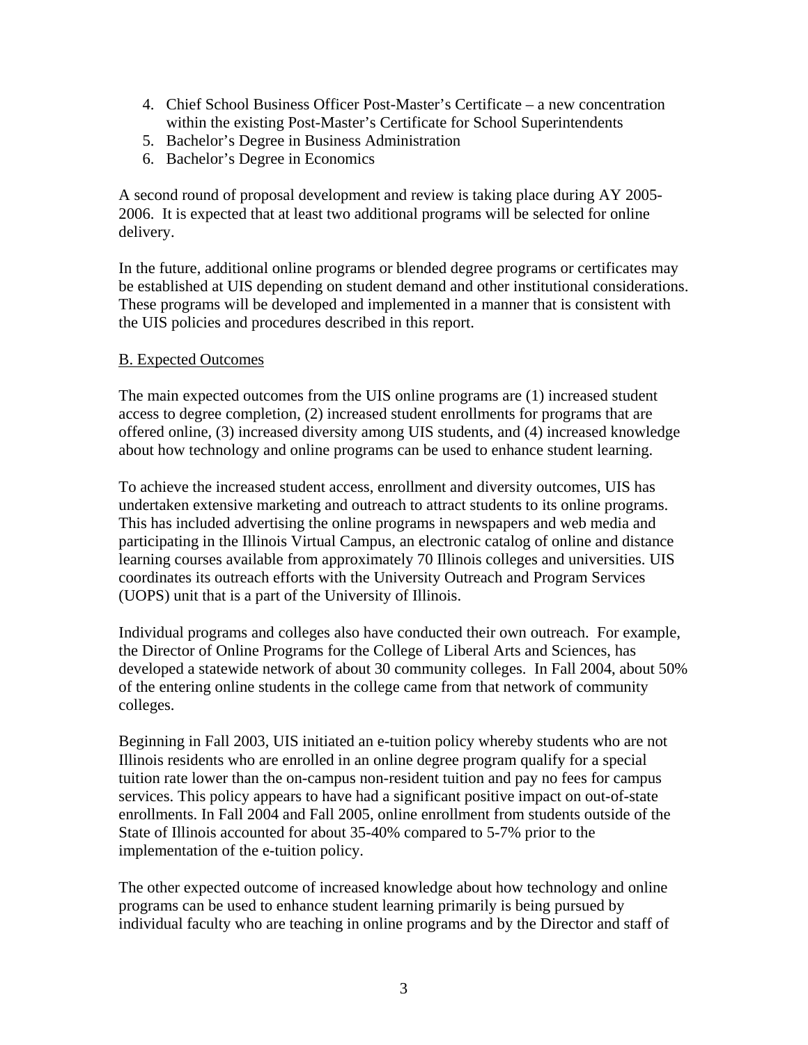4. Chief School Business Officer Post-Master's Certificate – a new concentration within the existing Post-Master's Certificate for School Superintendents
5. Bachelor's Degree in Business Administration
6. Bachelor's Degree in Economics

A second round of proposal development and review is taking place during AY 2005-2006. It is expected that at least two additional programs will be selected for online delivery.

In the future, additional online programs or blended degree programs or certificates may be established at UIS depending on student demand and other institutional considerations. These programs will be developed and implemented in a manner that is consistent with the UIS policies and procedures described in this report.

B. Expected Outcomes

The main expected outcomes from the UIS online programs are (1) increased student access to degree completion, (2) increased student enrollments for programs that are offered online, (3) increased diversity among UIS students, and (4) increased knowledge about how technology and online programs can be used to enhance student learning.

To achieve the increased student access, enrollment and diversity outcomes, UIS has undertaken extensive marketing and outreach to attract students to its online programs. This has included advertising the online programs in newspapers and web media and participating in the Illinois Virtual Campus, an electronic catalog of online and distance learning courses available from approximately 70 Illinois colleges and universities. UIS coordinates its outreach efforts with the University Outreach and Program Services (UOPS) unit that is a part of the University of Illinois.

Individual programs and colleges also have conducted their own outreach. For example, the Director of Online Programs for the College of Liberal Arts and Sciences, has developed a statewide network of about 30 community colleges. In Fall 2004, about 50% of the entering online students in the college came from that network of community colleges.

Beginning in Fall 2003, UIS initiated an e-tuition policy whereby students who are not Illinois residents who are enrolled in an online degree program qualify for a special tuition rate lower than the on-campus non-resident tuition and pay no fees for campus services. This policy appears to have had a significant positive impact on out-of-state enrollments. In Fall 2004 and Fall 2005, online enrollment from students outside of the State of Illinois accounted for about 35-40% compared to 5-7% prior to the implementation of the e-tuition policy.

The other expected outcome of increased knowledge about how technology and online programs can be used to enhance student learning primarily is being pursued by individual faculty who are teaching in online programs and by the Director and staff of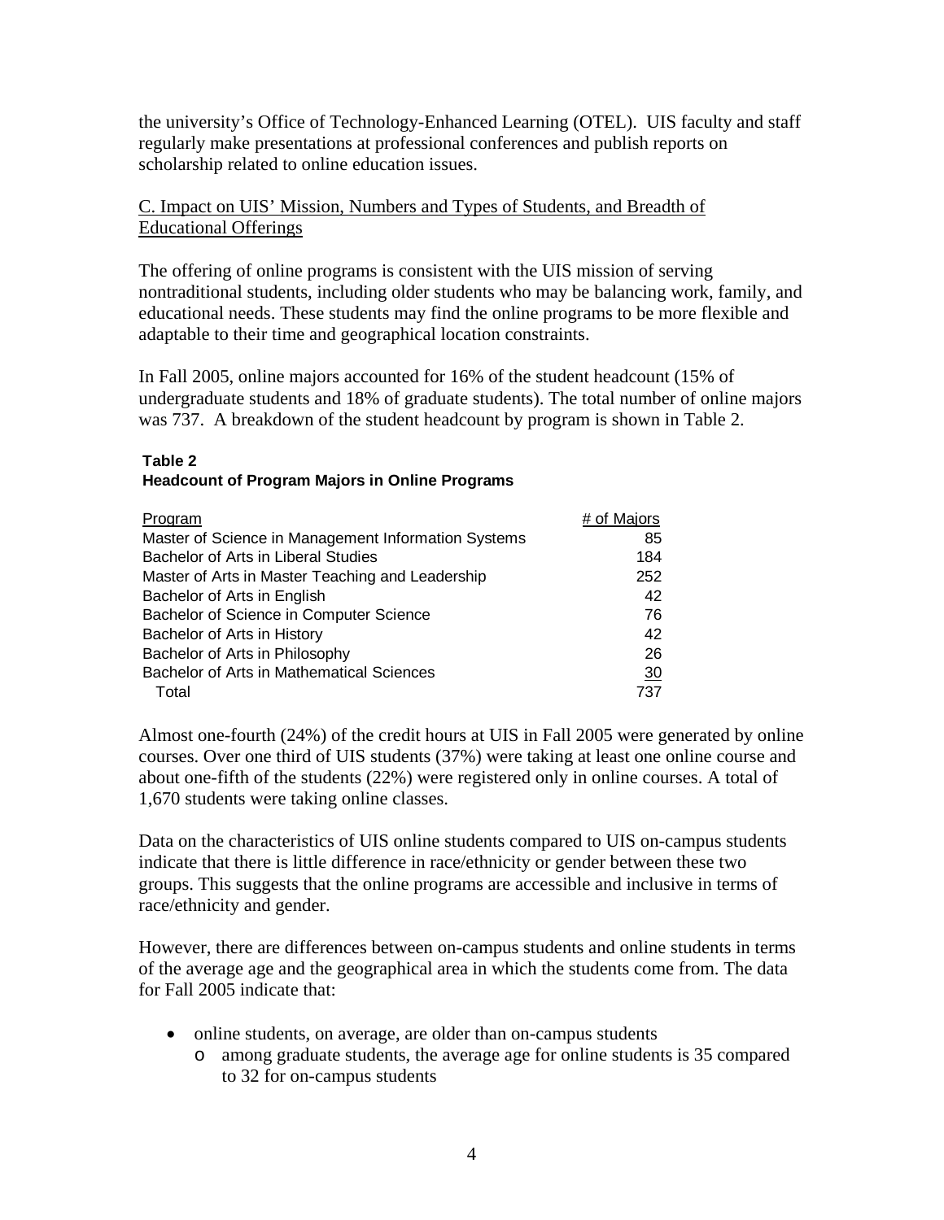the university's Office of Technology-Enhanced Learning (OTEL). UIS faculty and staff regularly make presentations at professional conferences and publish reports on scholarship related to online education issues.

## C. Impact on UIS' Mission, Numbers and Types of Students, and Breadth of Educational Offerings

The offering of online programs is consistent with the UIS mission of serving nontraditional students, including older students who may be balancing work, family, and educational needs. These students may find the online programs to be more flexible and adaptable to their time and geographical location constraints.

In Fall 2005, online majors accounted for 16% of the student headcount (15% of undergraduate students and 18% of graduate students). The total number of online majors was 737. A breakdown of the student headcount by program is shown in Table 2.

**Table 2**
**Headcount of Program Majors in Online Programs**

| Program | # of Majors |
|---|---|
| Master of Science in Management Information Systems | 85 |
| Bachelor of Arts in Liberal Studies | 184 |
| Master of Arts in Master Teaching and Leadership | 252 |
| Bachelor of Arts in English | 42 |
| Bachelor of Science in Computer Science | 76 |
| Bachelor of Arts in History | 42 |
| Bachelor of Arts in Philosophy | 26 |
| Bachelor of Arts in Mathematical Sciences | 30 |
| Total | 737 |

Almost one-fourth (24%) of the credit hours at UIS in Fall 2005 were generated by online courses. Over one third of UIS students (37%) were taking at least one online course and about one-fifth of the students (22%) were registered only in online courses. A total of 1,670 students were taking online classes.

Data on the characteristics of UIS online students compared to UIS on-campus students indicate that there is little difference in race/ethnicity or gender between these two groups. This suggests that the online programs are accessible and inclusive in terms of race/ethnicity and gender.

However, there are differences between on-campus students and online students in terms of the average age and the geographical area in which the students come from. The data for Fall 2005 indicate that:

- online students, on average, are older than on-campus students
  - among graduate students, the average age for online students is 35 compared to 32 for on-campus students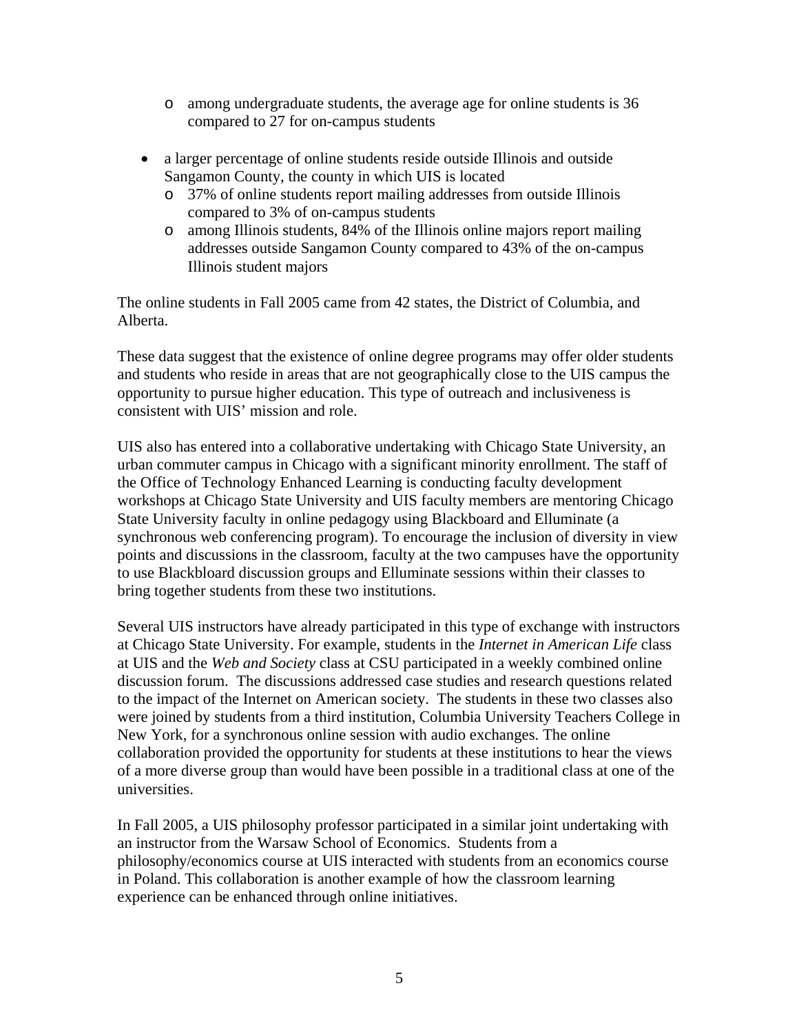- among undergraduate students, the average age for online students is 36 compared to 27 for on-campus students

- a larger percentage of online students reside outside Illinois and outside Sangamon County, the county in which UIS is located
    - 37% of online students report mailing addresses from outside Illinois compared to 3% of on-campus students
    - among Illinois students, 84% of the Illinois online majors report mailing addresses outside Sangamon County compared to 43% of the on-campus Illinois student majors

The online students in Fall 2005 came from 42 states, the District of Columbia, and Alberta.

These data suggest that the existence of online degree programs may offer older students and students who reside in areas that are not geographically close to the UIS campus the opportunity to pursue higher education. This type of outreach and inclusiveness is consistent with UIS' mission and role.

UIS also has entered into a collaborative undertaking with Chicago State University, an urban commuter campus in Chicago with a significant minority enrollment. The staff of the Office of Technology Enhanced Learning is conducting faculty development workshops at Chicago State University and UIS faculty members are mentoring Chicago State University faculty in online pedagogy using Blackboard and Elluminate (a synchronous web conferencing program). To encourage the inclusion of diversity in view points and discussions in the classroom, faculty at the two campuses have the opportunity to use Blackbloard discussion groups and Elluminate sessions within their classes to bring together students from these two institutions.

Several UIS instructors have already participated in this type of exchange with instructors at Chicago State University. For example, students in the *Internet in American Life* class at UIS and the *Web and Society* class at CSU participated in a weekly combined online discussion forum. The discussions addressed case studies and research questions related to the impact of the Internet on American society. The students in these two classes also were joined by students from a third institution, Columbia University Teachers College in New York, for a synchronous online session with audio exchanges. The online collaboration provided the opportunity for students at these institutions to hear the views of a more diverse group than would have been possible in a traditional class at one of the universities.

In Fall 2005, a UIS philosophy professor participated in a similar joint undertaking with an instructor from the Warsaw School of Economics. Students from a philosophy/economics course at UIS interacted with students from an economics course in Poland. This collaboration is another example of how the classroom learning experience can be enhanced through online initiatives.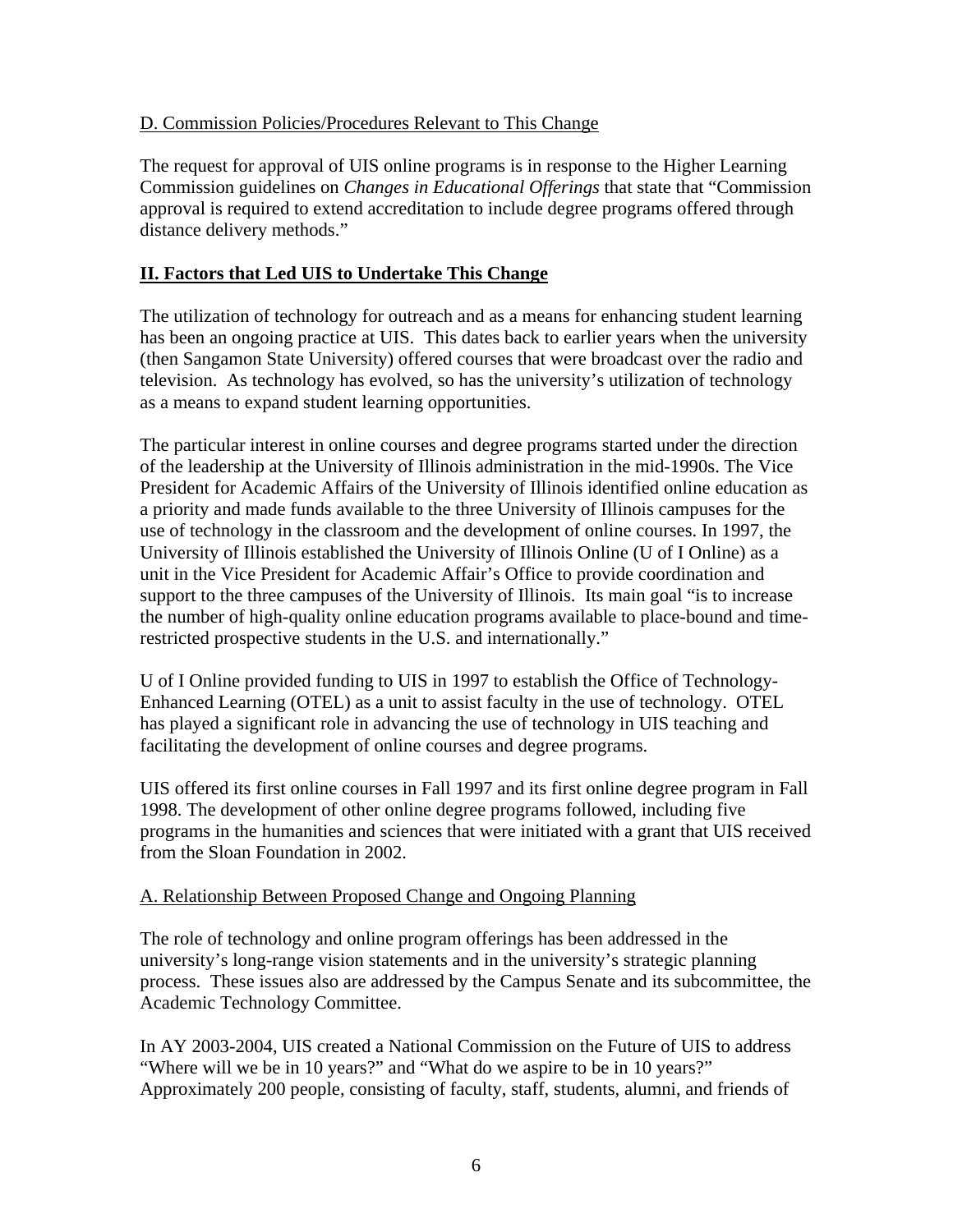D. Commission Policies/Procedures Relevant to This Change

The request for approval of UIS online programs is in response to the Higher Learning Commission guidelines on *Changes in Educational Offerings* that state that “Commission approval is required to extend accreditation to include degree programs offered through distance delivery methods.”

## **II. Factors that Led UIS to Undertake This Change**

The utilization of technology for outreach and as a means for enhancing student learning has been an ongoing practice at UIS. This dates back to earlier years when the university (then Sangamon State University) offered courses that were broadcast over the radio and television. As technology has evolved, so has the university’s utilization of technology as a means to expand student learning opportunities.

The particular interest in online courses and degree programs started under the direction of the leadership at the University of Illinois administration in the mid-1990s. The Vice President for Academic Affairs of the University of Illinois identified online education as a priority and made funds available to the three University of Illinois campuses for the use of technology in the classroom and the development of online courses. In 1997, the University of Illinois established the University of Illinois Online (U of I Online) as a unit in the Vice President for Academic Affair’s Office to provide coordination and support to the three campuses of the University of Illinois. Its main goal “is to increase the number of high-quality online education programs available to place-bound and time-restricted prospective students in the U.S. and internationally.”

U of I Online provided funding to UIS in 1997 to establish the Office of Technology-Enhanced Learning (OTEL) as a unit to assist faculty in the use of technology. OTEL has played a significant role in advancing the use of technology in UIS teaching and facilitating the development of online courses and degree programs.

UIS offered its first online courses in Fall 1997 and its first online degree program in Fall 1998. The development of other online degree programs followed, including five programs in the humanities and sciences that were initiated with a grant that UIS received from the Sloan Foundation in 2002.

A. Relationship Between Proposed Change and Ongoing Planning

The role of technology and online program offerings has been addressed in the university’s long-range vision statements and in the university’s strategic planning process. These issues also are addressed by the Campus Senate and its subcommittee, the Academic Technology Committee.

In AY 2003-2004, UIS created a National Commission on the Future of UIS to address “Where will we be in 10 years?” and “What do we aspire to be in 10 years?” Approximately 200 people, consisting of faculty, staff, students, alumni, and friends of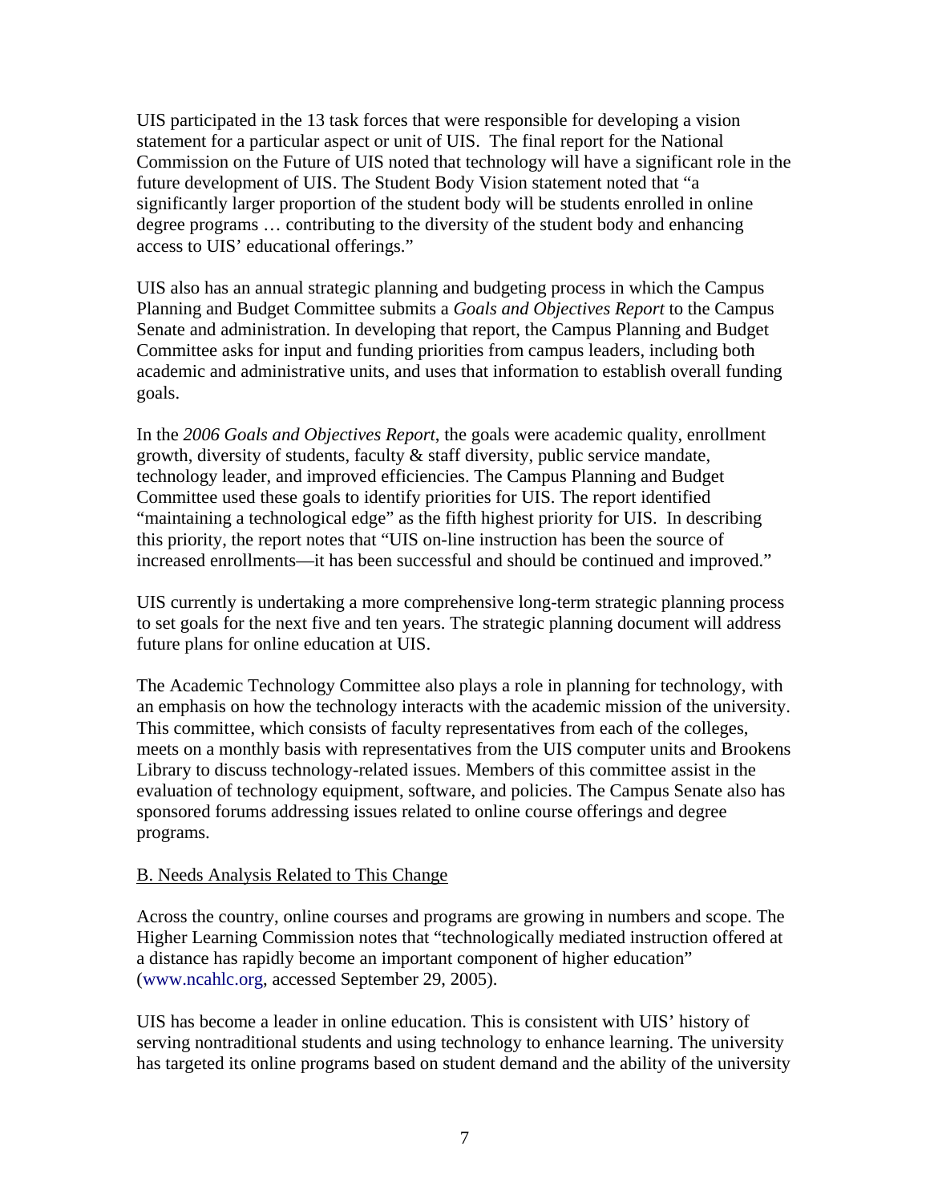UIS participated in the 13 task forces that were responsible for developing a vision statement for a particular aspect or unit of UIS. The final report for the National Commission on the Future of UIS noted that technology will have a significant role in the future development of UIS. The Student Body Vision statement noted that "a significantly larger proportion of the student body will be students enrolled in online degree programs … contributing to the diversity of the student body and enhancing access to UIS' educational offerings."

UIS also has an annual strategic planning and budgeting process in which the Campus Planning and Budget Committee submits a *Goals and Objectives Report* to the Campus Senate and administration. In developing that report, the Campus Planning and Budget Committee asks for input and funding priorities from campus leaders, including both academic and administrative units, and uses that information to establish overall funding goals.

In the *2006 Goals and Objectives Report*, the goals were academic quality, enrollment growth, diversity of students, faculty & staff diversity, public service mandate, technology leader, and improved efficiencies. The Campus Planning and Budget Committee used these goals to identify priorities for UIS. The report identified "maintaining a technological edge" as the fifth highest priority for UIS. In describing this priority, the report notes that "UIS on-line instruction has been the source of increased enrollments—it has been successful and should be continued and improved."

UIS currently is undertaking a more comprehensive long-term strategic planning process to set goals for the next five and ten years. The strategic planning document will address future plans for online education at UIS.

The Academic Technology Committee also plays a role in planning for technology, with an emphasis on how the technology interacts with the academic mission of the university. This committee, which consists of faculty representatives from each of the colleges, meets on a monthly basis with representatives from the UIS computer units and Brookens Library to discuss technology-related issues. Members of this committee assist in the evaluation of technology equipment, software, and policies. The Campus Senate also has sponsored forums addressing issues related to online course offerings and degree programs.

B. Needs Analysis Related to This Change

Across the country, online courses and programs are growing in numbers and scope. The Higher Learning Commission notes that "technologically mediated instruction offered at a distance has rapidly become an important component of higher education" (www.ncahlc.org, accessed September 29, 2005).

UIS has become a leader in online education. This is consistent with UIS' history of serving nontraditional students and using technology to enhance learning. The university has targeted its online programs based on student demand and the ability of the university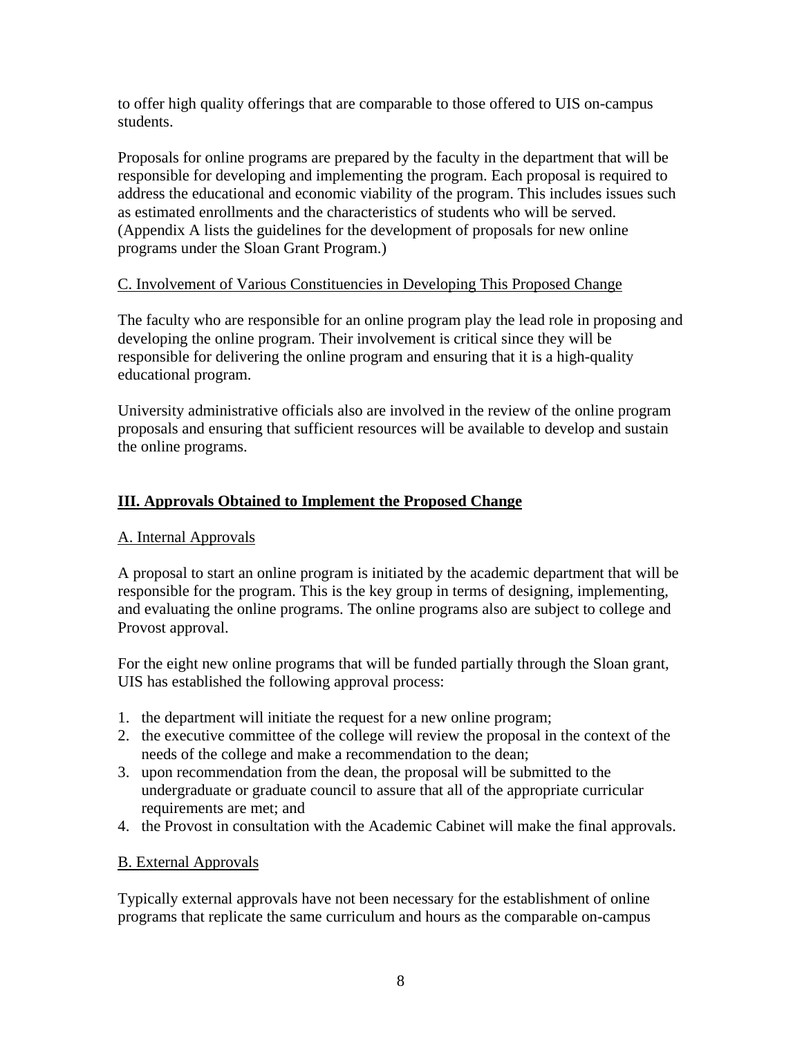to offer high quality offerings that are comparable to those offered to UIS on-campus students.

Proposals for online programs are prepared by the faculty in the department that will be responsible for developing and implementing the program. Each proposal is required to address the educational and economic viability of the program. This includes issues such as estimated enrollments and the characteristics of students who will be served. (Appendix A lists the guidelines for the development of proposals for new online programs under the Sloan Grant Program.)

C. Involvement of Various Constituencies in Developing This Proposed Change

The faculty who are responsible for an online program play the lead role in proposing and developing the online program. Their involvement is critical since they will be responsible for delivering the online program and ensuring that it is a high-quality educational program.

University administrative officials also are involved in the review of the online program proposals and ensuring that sufficient resources will be available to develop and sustain the online programs.

## III. Approvals Obtained to Implement the Proposed Change

A. Internal Approvals

A proposal to start an online program is initiated by the academic department that will be responsible for the program. This is the key group in terms of designing, implementing, and evaluating the online programs. The online programs also are subject to college and Provost approval.

For the eight new online programs that will be funded partially through the Sloan grant, UIS has established the following approval process:

1. the department will initiate the request for a new online program;
2. the executive committee of the college will review the proposal in the context of the needs of the college and make a recommendation to the dean;
3. upon recommendation from the dean, the proposal will be submitted to the undergraduate or graduate council to assure that all of the appropriate curricular requirements are met; and
4. the Provost in consultation with the Academic Cabinet will make the final approvals.

B. External Approvals

Typically external approvals have not been necessary for the establishment of online programs that replicate the same curriculum and hours as the comparable on-campus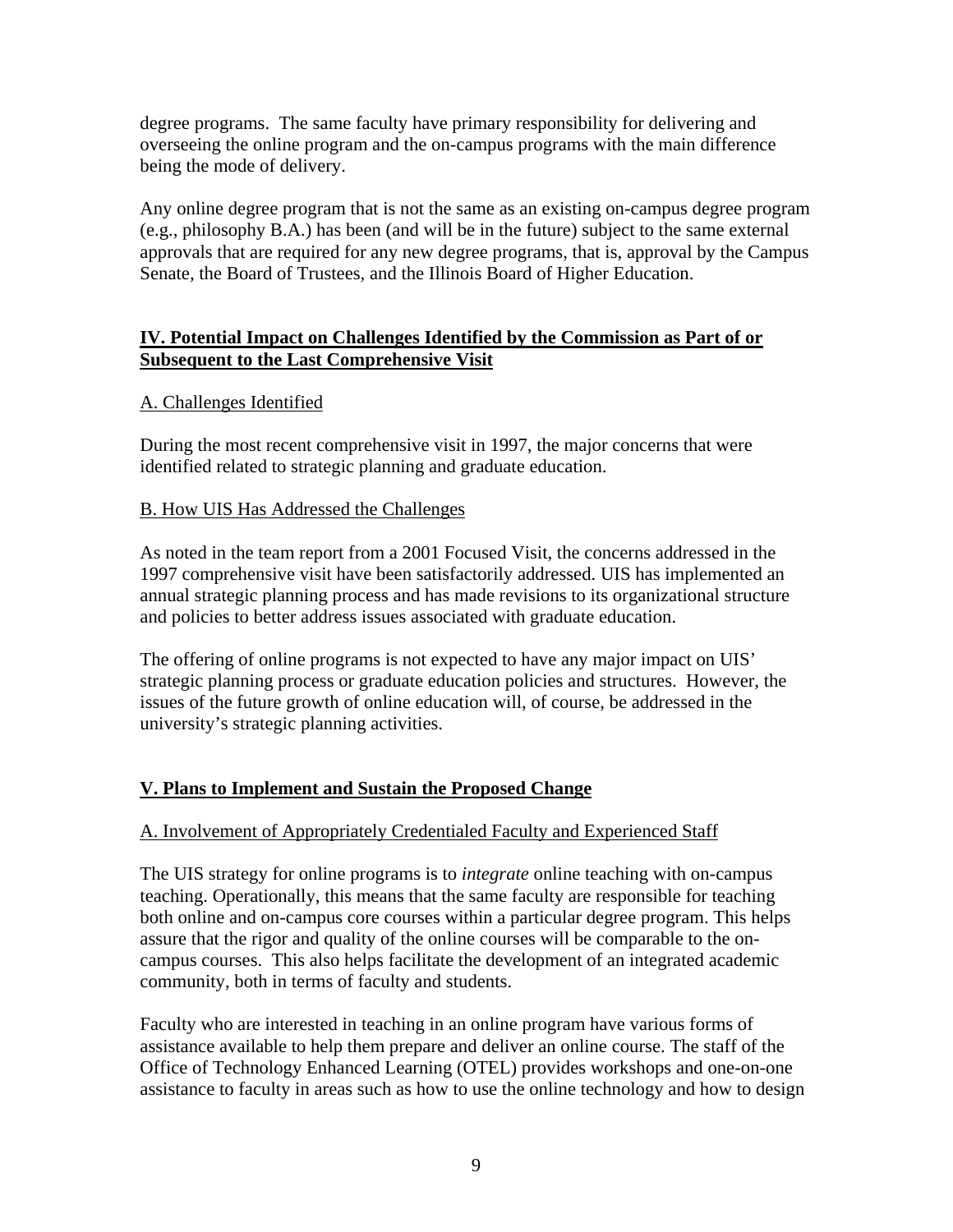degree programs. The same faculty have primary responsibility for delivering and overseeing the online program and the on-campus programs with the main difference being the mode of delivery.

Any online degree program that is not the same as an existing on-campus degree program (e.g., philosophy B.A.) has been (and will be in the future) subject to the same external approvals that are required for any new degree programs, that is, approval by the Campus Senate, the Board of Trustees, and the Illinois Board of Higher Education.

## IV. Potential Impact on Challenges Identified by the Commission as Part of or Subsequent to the Last Comprehensive Visit

### A. Challenges Identified

During the most recent comprehensive visit in 1997, the major concerns that were identified related to strategic planning and graduate education.

### B. How UIS Has Addressed the Challenges

As noted in the team report from a 2001 Focused Visit, the concerns addressed in the 1997 comprehensive visit have been satisfactorily addressed. UIS has implemented an annual strategic planning process and has made revisions to its organizational structure and policies to better address issues associated with graduate education.

The offering of online programs is not expected to have any major impact on UIS' strategic planning process or graduate education policies and structures. However, the issues of the future growth of online education will, of course, be addressed in the university's strategic planning activities.

## V. Plans to Implement and Sustain the Proposed Change

### A. Involvement of Appropriately Credentialed Faculty and Experienced Staff

The UIS strategy for online programs is to *integrate* online teaching with on-campus teaching. Operationally, this means that the same faculty are responsible for teaching both online and on-campus core courses within a particular degree program. This helps assure that the rigor and quality of the online courses will be comparable to the on-campus courses. This also helps facilitate the development of an integrated academic community, both in terms of faculty and students.

Faculty who are interested in teaching in an online program have various forms of assistance available to help them prepare and deliver an online course. The staff of the Office of Technology Enhanced Learning (OTEL) provides workshops and one-on-one assistance to faculty in areas such as how to use the online technology and how to design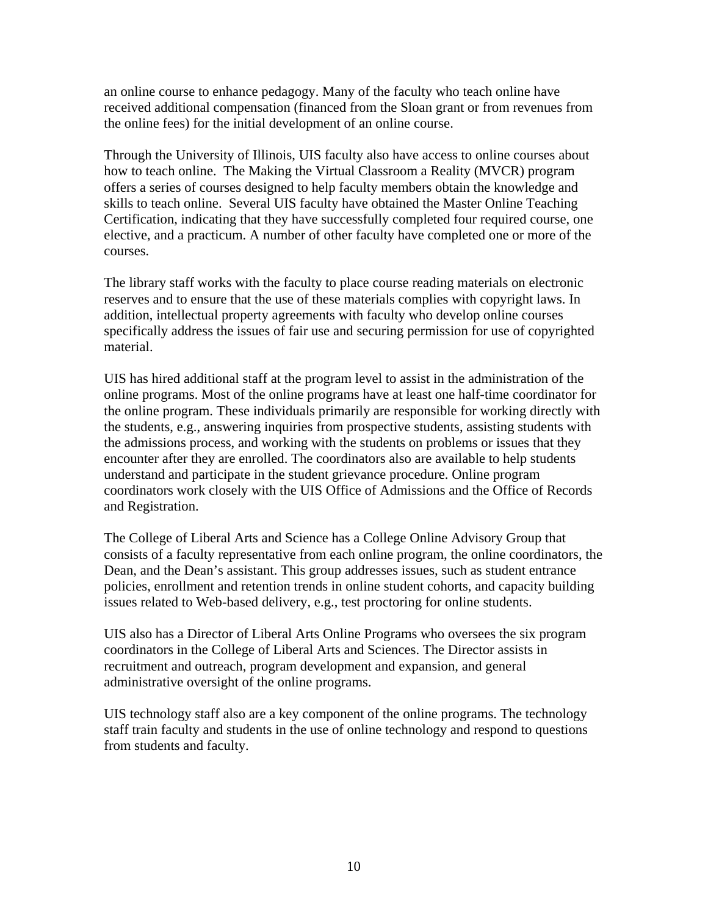an online course to enhance pedagogy. Many of the faculty who teach online have received additional compensation (financed from the Sloan grant or from revenues from the online fees) for the initial development of an online course.

Through the University of Illinois, UIS faculty also have access to online courses about how to teach online. The Making the Virtual Classroom a Reality (MVCR) program offers a series of courses designed to help faculty members obtain the knowledge and skills to teach online. Several UIS faculty have obtained the Master Online Teaching Certification, indicating that they have successfully completed four required course, one elective, and a practicum. A number of other faculty have completed one or more of the courses.

The library staff works with the faculty to place course reading materials on electronic reserves and to ensure that the use of these materials complies with copyright laws. In addition, intellectual property agreements with faculty who develop online courses specifically address the issues of fair use and securing permission for use of copyrighted material.

UIS has hired additional staff at the program level to assist in the administration of the online programs. Most of the online programs have at least one half-time coordinator for the online program. These individuals primarily are responsible for working directly with the students, e.g., answering inquiries from prospective students, assisting students with the admissions process, and working with the students on problems or issues that they encounter after they are enrolled. The coordinators also are available to help students understand and participate in the student grievance procedure. Online program coordinators work closely with the UIS Office of Admissions and the Office of Records and Registration.

The College of Liberal Arts and Science has a College Online Advisory Group that consists of a faculty representative from each online program, the online coordinators, the Dean, and the Dean's assistant. This group addresses issues, such as student entrance policies, enrollment and retention trends in online student cohorts, and capacity building issues related to Web-based delivery, e.g., test proctoring for online students.

UIS also has a Director of Liberal Arts Online Programs who oversees the six program coordinators in the College of Liberal Arts and Sciences. The Director assists in recruitment and outreach, program development and expansion, and general administrative oversight of the online programs.

UIS technology staff also are a key component of the online programs. The technology staff train faculty and students in the use of online technology and respond to questions from students and faculty.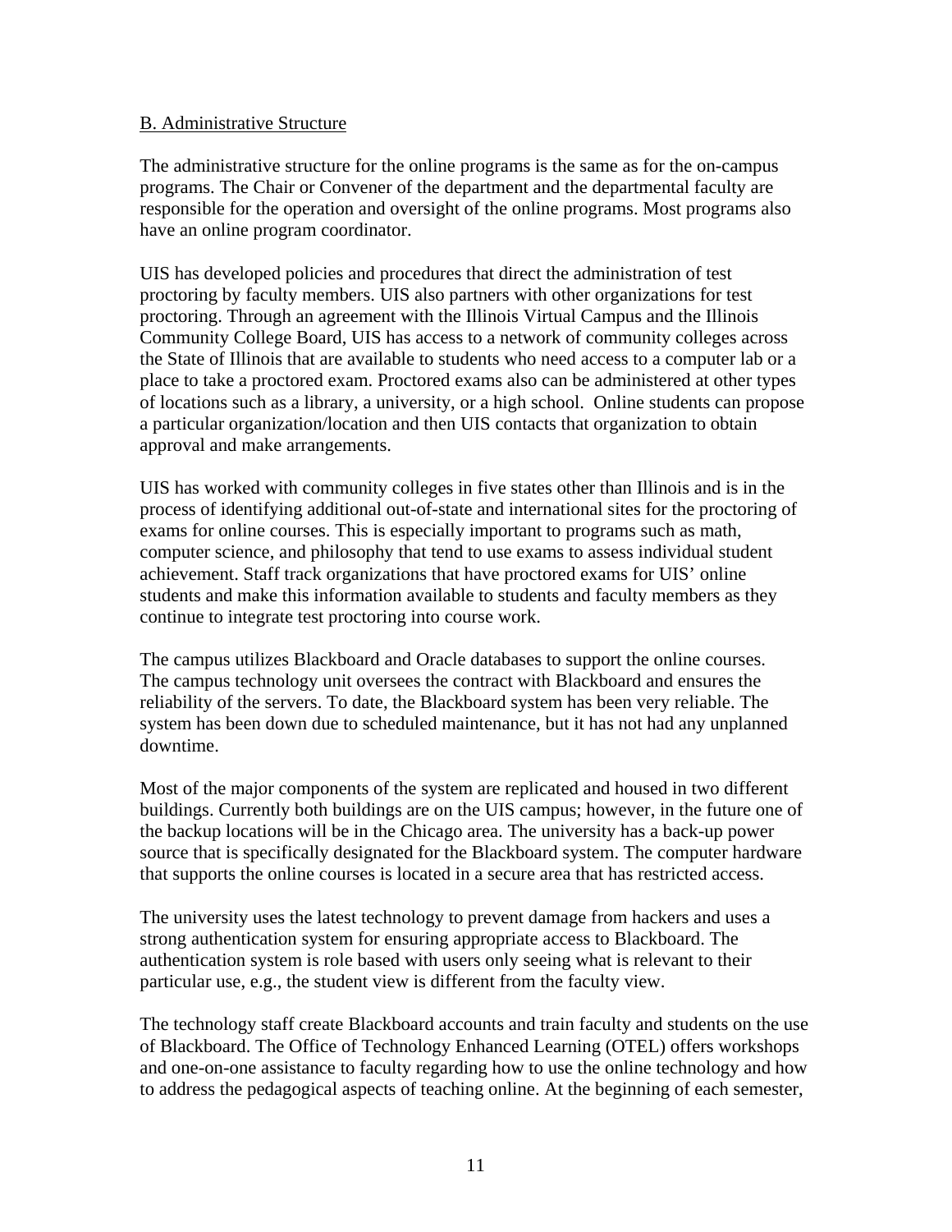B. Administrative Structure

The administrative structure for the online programs is the same as for the on-campus programs. The Chair or Convener of the department and the departmental faculty are responsible for the operation and oversight of the online programs. Most programs also have an online program coordinator.

UIS has developed policies and procedures that direct the administration of test proctoring by faculty members. UIS also partners with other organizations for test proctoring. Through an agreement with the Illinois Virtual Campus and the Illinois Community College Board, UIS has access to a network of community colleges across the State of Illinois that are available to students who need access to a computer lab or a place to take a proctored exam. Proctored exams also can be administered at other types of locations such as a library, a university, or a high school. Online students can propose a particular organization/location and then UIS contacts that organization to obtain approval and make arrangements.

UIS has worked with community colleges in five states other than Illinois and is in the process of identifying additional out-of-state and international sites for the proctoring of exams for online courses. This is especially important to programs such as math, computer science, and philosophy that tend to use exams to assess individual student achievement. Staff track organizations that have proctored exams for UIS' online students and make this information available to students and faculty members as they continue to integrate test proctoring into course work.

The campus utilizes Blackboard and Oracle databases to support the online courses. The campus technology unit oversees the contract with Blackboard and ensures the reliability of the servers. To date, the Blackboard system has been very reliable. The system has been down due to scheduled maintenance, but it has not had any unplanned downtime.

Most of the major components of the system are replicated and housed in two different buildings. Currently both buildings are on the UIS campus; however, in the future one of the backup locations will be in the Chicago area. The university has a back-up power source that is specifically designated for the Blackboard system. The computer hardware that supports the online courses is located in a secure area that has restricted access.

The university uses the latest technology to prevent damage from hackers and uses a strong authentication system for ensuring appropriate access to Blackboard. The authentication system is role based with users only seeing what is relevant to their particular use, e.g., the student view is different from the faculty view.

The technology staff create Blackboard accounts and train faculty and students on the use of Blackboard. The Office of Technology Enhanced Learning (OTEL) offers workshops and one-on-one assistance to faculty regarding how to use the online technology and how to address the pedagogical aspects of teaching online. At the beginning of each semester,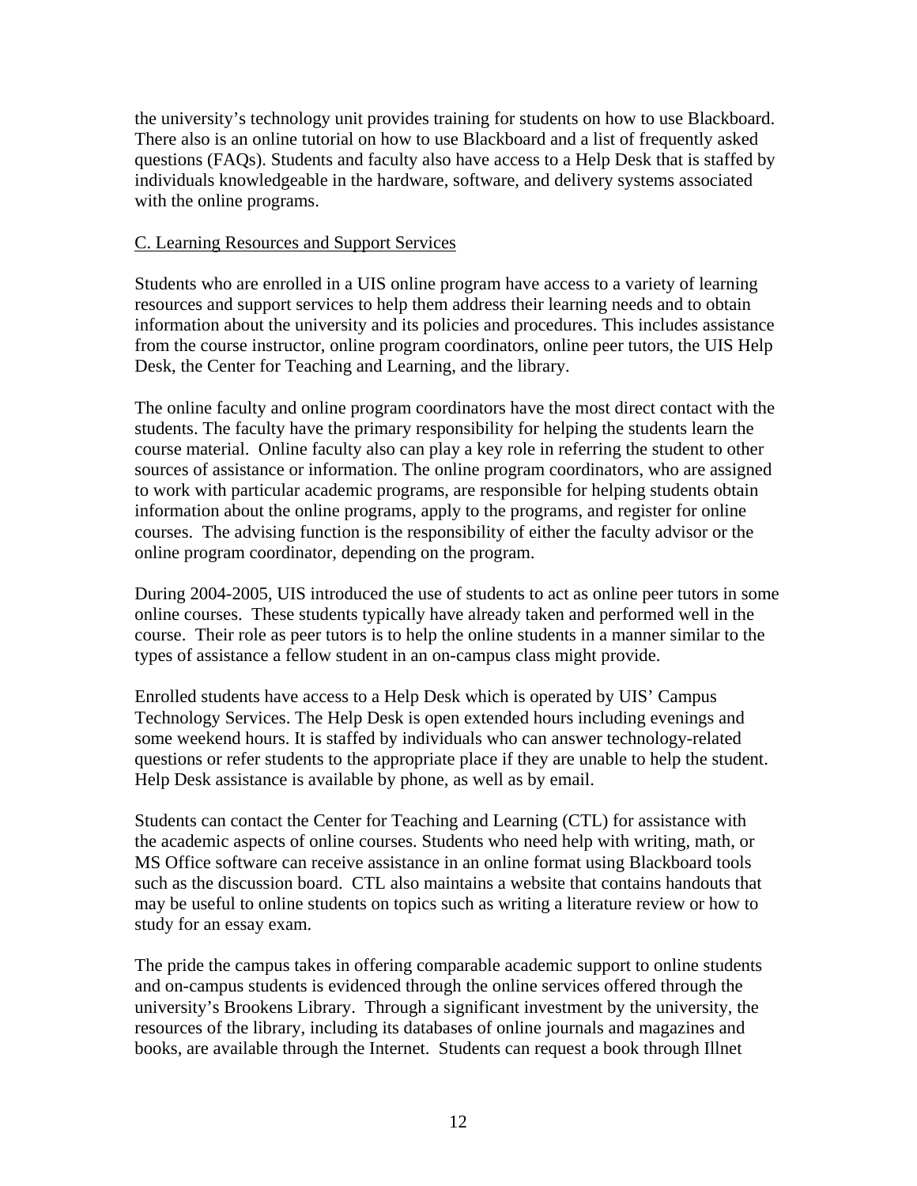the university's technology unit provides training for students on how to use Blackboard. There also is an online tutorial on how to use Blackboard and a list of frequently asked questions (FAQs). Students and faculty also have access to a Help Desk that is staffed by individuals knowledgeable in the hardware, software, and delivery systems associated with the online programs.

<u>C. Learning Resources and Support Services</u>

Students who are enrolled in a UIS online program have access to a variety of learning resources and support services to help them address their learning needs and to obtain information about the university and its policies and procedures. This includes assistance from the course instructor, online program coordinators, online peer tutors, the UIS Help Desk, the Center for Teaching and Learning, and the library.

The online faculty and online program coordinators have the most direct contact with the students. The faculty have the primary responsibility for helping the students learn the course material. Online faculty also can play a key role in referring the student to other sources of assistance or information. The online program coordinators, who are assigned to work with particular academic programs, are responsible for helping students obtain information about the online programs, apply to the programs, and register for online courses. The advising function is the responsibility of either the faculty advisor or the online program coordinator, depending on the program.

During 2004-2005, UIS introduced the use of students to act as online peer tutors in some online courses. These students typically have already taken and performed well in the course. Their role as peer tutors is to help the online students in a manner similar to the types of assistance a fellow student in an on-campus class might provide.

Enrolled students have access to a Help Desk which is operated by UIS' Campus Technology Services. The Help Desk is open extended hours including evenings and some weekend hours. It is staffed by individuals who can answer technology-related questions or refer students to the appropriate place if they are unable to help the student. Help Desk assistance is available by phone, as well as by email.

Students can contact the Center for Teaching and Learning (CTL) for assistance with the academic aspects of online courses. Students who need help with writing, math, or MS Office software can receive assistance in an online format using Blackboard tools such as the discussion board. CTL also maintains a website that contains handouts that may be useful to online students on topics such as writing a literature review or how to study for an essay exam.

The pride the campus takes in offering comparable academic support to online students and on-campus students is evidenced through the online services offered through the university's Brookens Library. Through a significant investment by the university, the resources of the library, including its databases of online journals and magazines and books, are available through the Internet. Students can request a book through Illnet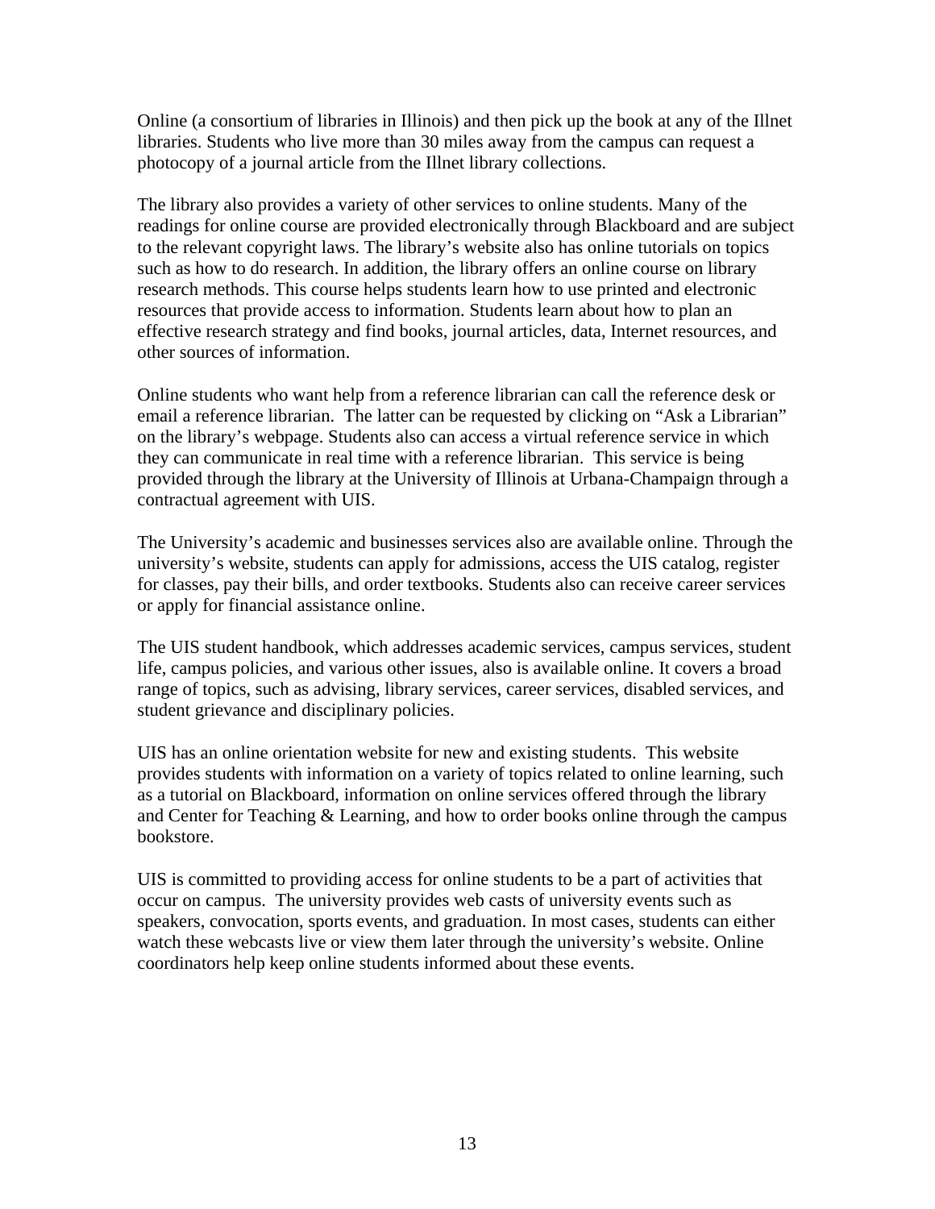Online (a consortium of libraries in Illinois) and then pick up the book at any of the Illnet libraries. Students who live more than 30 miles away from the campus can request a photocopy of a journal article from the Illnet library collections.

The library also provides a variety of other services to online students. Many of the readings for online course are provided electronically through Blackboard and are subject to the relevant copyright laws. The library's website also has online tutorials on topics such as how to do research. In addition, the library offers an online course on library research methods. This course helps students learn how to use printed and electronic resources that provide access to information. Students learn about how to plan an effective research strategy and find books, journal articles, data, Internet resources, and other sources of information.

Online students who want help from a reference librarian can call the reference desk or email a reference librarian. The latter can be requested by clicking on "Ask a Librarian" on the library's webpage. Students also can access a virtual reference service in which they can communicate in real time with a reference librarian. This service is being provided through the library at the University of Illinois at Urbana-Champaign through a contractual agreement with UIS.

The University's academic and businesses services also are available online. Through the university's website, students can apply for admissions, access the UIS catalog, register for classes, pay their bills, and order textbooks. Students also can receive career services or apply for financial assistance online.

The UIS student handbook, which addresses academic services, campus services, student life, campus policies, and various other issues, also is available online. It covers a broad range of topics, such as advising, library services, career services, disabled services, and student grievance and disciplinary policies.

UIS has an online orientation website for new and existing students. This website provides students with information on a variety of topics related to online learning, such as a tutorial on Blackboard, information on online services offered through the library and Center for Teaching & Learning, and how to order books online through the campus bookstore.

UIS is committed to providing access for online students to be a part of activities that occur on campus. The university provides web casts of university events such as speakers, convocation, sports events, and graduation. In most cases, students can either watch these webcasts live or view them later through the university's website. Online coordinators help keep online students informed about these events.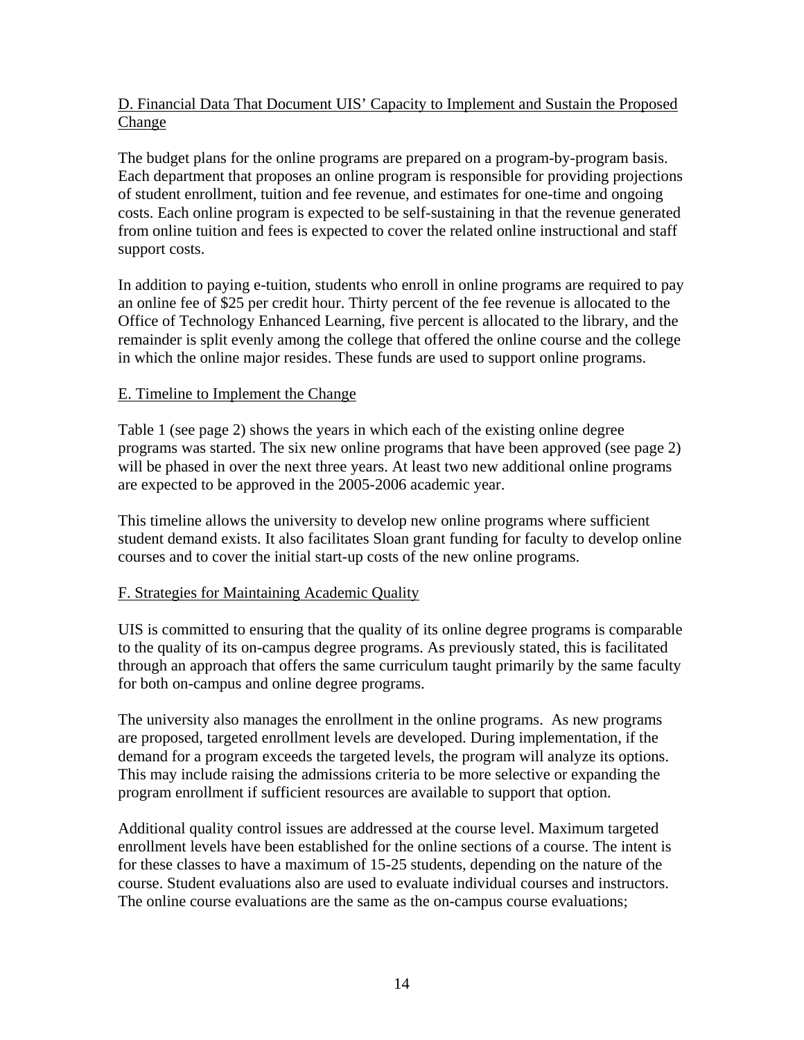D. Financial Data That Document UIS' Capacity to Implement and Sustain the Proposed Change

The budget plans for the online programs are prepared on a program-by-program basis. Each department that proposes an online program is responsible for providing projections of student enrollment, tuition and fee revenue, and estimates for one-time and ongoing costs. Each online program is expected to be self-sustaining in that the revenue generated from online tuition and fees is expected to cover the related online instructional and staff support costs.

In addition to paying e-tuition, students who enroll in online programs are required to pay an online fee of $25 per credit hour. Thirty percent of the fee revenue is allocated to the Office of Technology Enhanced Learning, five percent is allocated to the library, and the remainder is split evenly among the college that offered the online course and the college in which the online major resides. These funds are used to support online programs.

E. Timeline to Implement the Change

Table 1 (see page 2) shows the years in which each of the existing online degree programs was started. The six new online programs that have been approved (see page 2) will be phased in over the next three years. At least two new additional online programs are expected to be approved in the 2005-2006 academic year.

This timeline allows the university to develop new online programs where sufficient student demand exists. It also facilitates Sloan grant funding for faculty to develop online courses and to cover the initial start-up costs of the new online programs.

F. Strategies for Maintaining Academic Quality

UIS is committed to ensuring that the quality of its online degree programs is comparable to the quality of its on-campus degree programs. As previously stated, this is facilitated through an approach that offers the same curriculum taught primarily by the same faculty for both on-campus and online degree programs.

The university also manages the enrollment in the online programs. As new programs are proposed, targeted enrollment levels are developed. During implementation, if the demand for a program exceeds the targeted levels, the program will analyze its options. This may include raising the admissions criteria to be more selective or expanding the program enrollment if sufficient resources are available to support that option.

Additional quality control issues are addressed at the course level. Maximum targeted enrollment levels have been established for the online sections of a course. The intent is for these classes to have a maximum of 15-25 students, depending on the nature of the course. Student evaluations also are used to evaluate individual courses and instructors. The online course evaluations are the same as the on-campus course evaluations;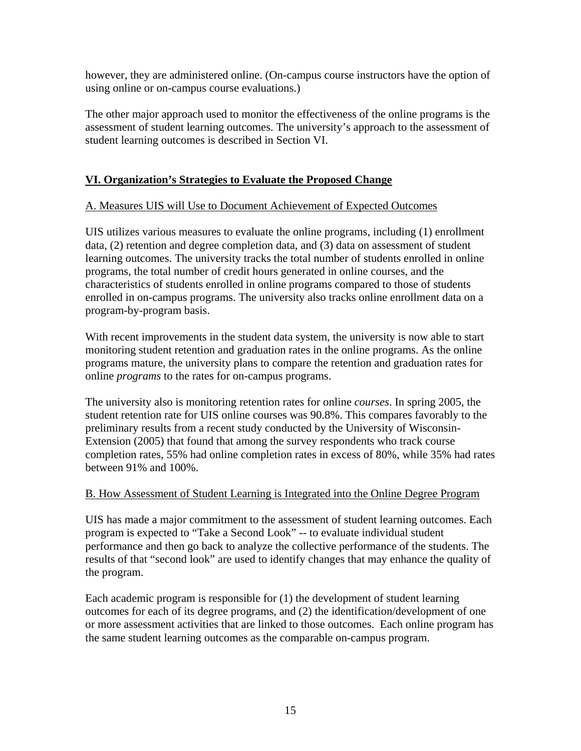however, they are administered online. (On-campus course instructors have the option of using online or on-campus course evaluations.)

The other major approach used to monitor the effectiveness of the online programs is the assessment of student learning outcomes. The university's approach to the assessment of student learning outcomes is described in Section VI.

## VI. Organization's Strategies to Evaluate the Proposed Change

### A. Measures UIS will Use to Document Achievement of Expected Outcomes

UIS utilizes various measures to evaluate the online programs, including (1) enrollment data, (2) retention and degree completion data, and (3) data on assessment of student learning outcomes. The university tracks the total number of students enrolled in online programs, the total number of credit hours generated in online courses, and the characteristics of students enrolled in online programs compared to those of students enrolled in on-campus programs. The university also tracks online enrollment data on a program-by-program basis.

With recent improvements in the student data system, the university is now able to start monitoring student retention and graduation rates in the online programs. As the online programs mature, the university plans to compare the retention and graduation rates for online *programs* to the rates for on-campus programs.

The university also is monitoring retention rates for online *courses*. In spring 2005, the student retention rate for UIS online courses was 90.8%. This compares favorably to the preliminary results from a recent study conducted by the University of Wisconsin-Extension (2005) that found that among the survey respondents who track course completion rates, 55% had online completion rates in excess of 80%, while 35% had rates between 91% and 100%.

### B. How Assessment of Student Learning is Integrated into the Online Degree Program

UIS has made a major commitment to the assessment of student learning outcomes. Each program is expected to "Take a Second Look" -- to evaluate individual student performance and then go back to analyze the collective performance of the students. The results of that "second look" are used to identify changes that may enhance the quality of the program.

Each academic program is responsible for (1) the development of student learning outcomes for each of its degree programs, and (2) the identification/development of one or more assessment activities that are linked to those outcomes. Each online program has the same student learning outcomes as the comparable on-campus program.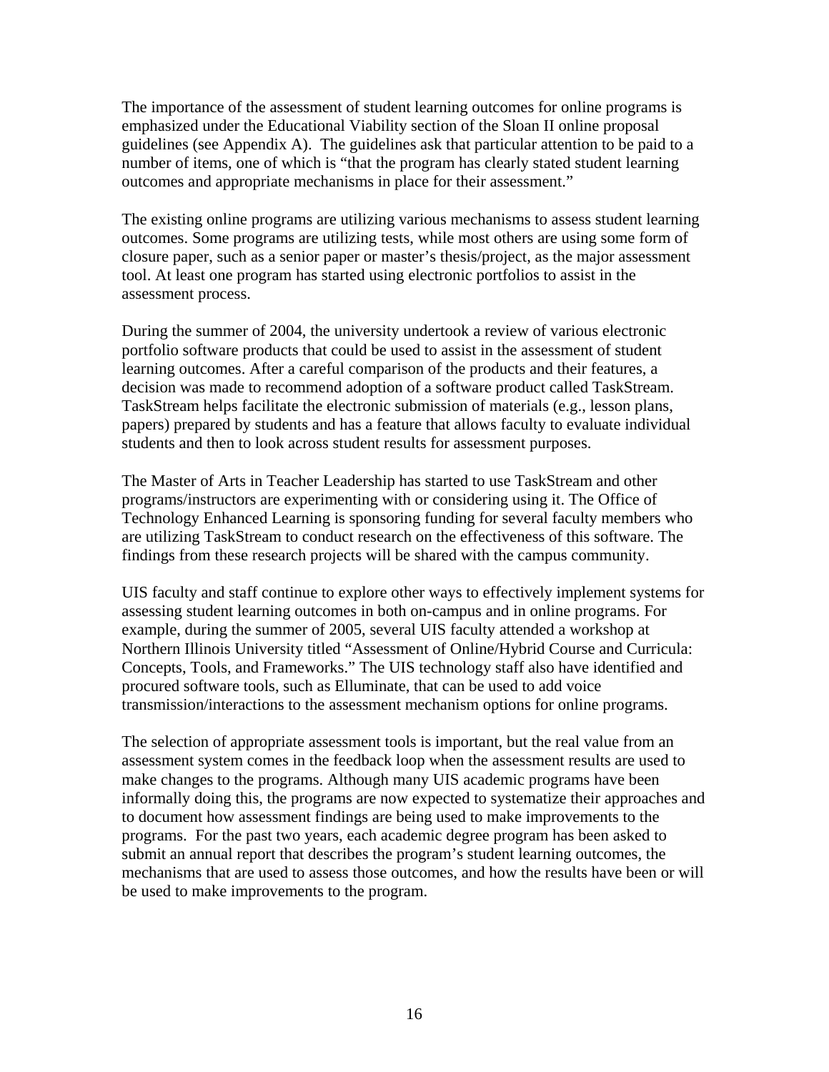The importance of the assessment of student learning outcomes for online programs is emphasized under the Educational Viability section of the Sloan II online proposal guidelines (see Appendix A). The guidelines ask that particular attention to be paid to a number of items, one of which is "that the program has clearly stated student learning outcomes and appropriate mechanisms in place for their assessment."

The existing online programs are utilizing various mechanisms to assess student learning outcomes. Some programs are utilizing tests, while most others are using some form of closure paper, such as a senior paper or master's thesis/project, as the major assessment tool. At least one program has started using electronic portfolios to assist in the assessment process.

During the summer of 2004, the university undertook a review of various electronic portfolio software products that could be used to assist in the assessment of student learning outcomes. After a careful comparison of the products and their features, a decision was made to recommend adoption of a software product called TaskStream. TaskStream helps facilitate the electronic submission of materials (e.g., lesson plans, papers) prepared by students and has a feature that allows faculty to evaluate individual students and then to look across student results for assessment purposes.

The Master of Arts in Teacher Leadership has started to use TaskStream and other programs/instructors are experimenting with or considering using it. The Office of Technology Enhanced Learning is sponsoring funding for several faculty members who are utilizing TaskStream to conduct research on the effectiveness of this software. The findings from these research projects will be shared with the campus community.

UIS faculty and staff continue to explore other ways to effectively implement systems for assessing student learning outcomes in both on-campus and in online programs. For example, during the summer of 2005, several UIS faculty attended a workshop at Northern Illinois University titled "Assessment of Online/Hybrid Course and Curricula: Concepts, Tools, and Frameworks." The UIS technology staff also have identified and procured software tools, such as Elluminate, that can be used to add voice transmission/interactions to the assessment mechanism options for online programs.

The selection of appropriate assessment tools is important, but the real value from an assessment system comes in the feedback loop when the assessment results are used to make changes to the programs. Although many UIS academic programs have been informally doing this, the programs are now expected to systematize their approaches and to document how assessment findings are being used to make improvements to the programs. For the past two years, each academic degree program has been asked to submit an annual report that describes the program's student learning outcomes, the mechanisms that are used to assess those outcomes, and how the results have been or will be used to make improvements to the program.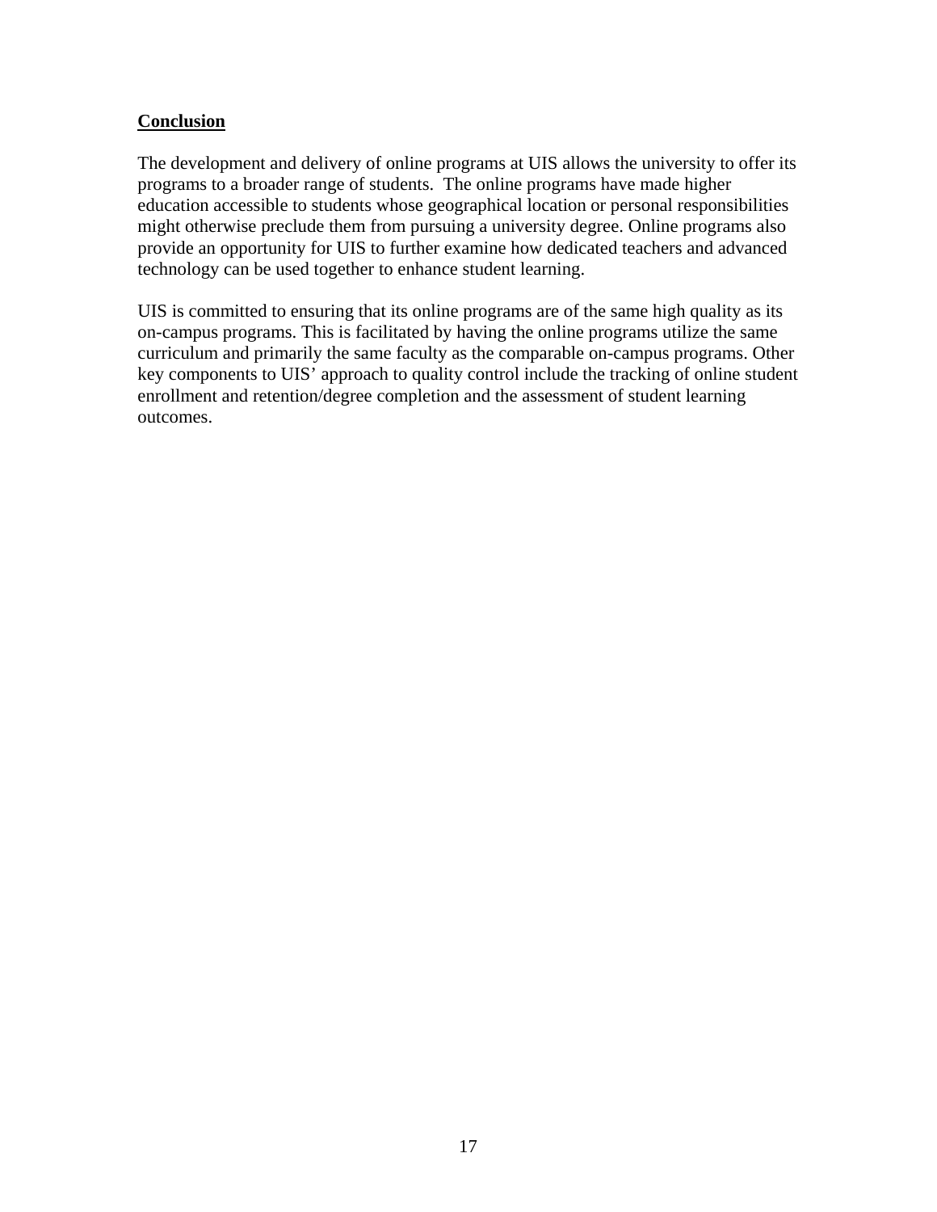## Conclusion

The development and delivery of online programs at UIS allows the university to offer its programs to a broader range of students. The online programs have made higher education accessible to students whose geographical location or personal responsibilities might otherwise preclude them from pursuing a university degree. Online programs also provide an opportunity for UIS to further examine how dedicated teachers and advanced technology can be used together to enhance student learning.

UIS is committed to ensuring that its online programs are of the same high quality as its on-campus programs. This is facilitated by having the online programs utilize the same curriculum and primarily the same faculty as the comparable on-campus programs. Other key components to UIS' approach to quality control include the tracking of online student enrollment and retention/degree completion and the assessment of student learning outcomes.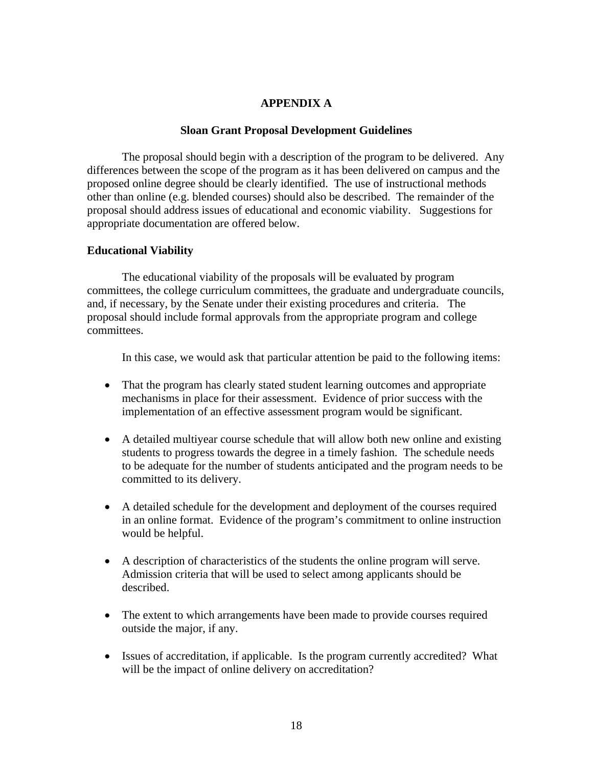# APPENDIX A

## Sloan Grant Proposal Development Guidelines

The proposal should begin with a description of the program to be delivered. Any differences between the scope of the program as it has been delivered on campus and the proposed online degree should be clearly identified. The use of instructional methods other than online (e.g. blended courses) should also be described. The remainder of the proposal should address issues of educational and economic viability. Suggestions for appropriate documentation are offered below.

### Educational Viability

The educational viability of the proposals will be evaluated by program committees, the college curriculum committees, the graduate and undergraduate councils, and, if necessary, by the Senate under their existing procedures and criteria. The proposal should include formal approvals from the appropriate program and college committees.

In this case, we would ask that particular attention be paid to the following items:

- That the program has clearly stated student learning outcomes and appropriate mechanisms in place for their assessment. Evidence of prior success with the implementation of an effective assessment program would be significant.
- A detailed multiyear course schedule that will allow both new online and existing students to progress towards the degree in a timely fashion. The schedule needs to be adequate for the number of students anticipated and the program needs to be committed to its delivery.
- A detailed schedule for the development and deployment of the courses required in an online format. Evidence of the program's commitment to online instruction would be helpful.
- A description of characteristics of the students the online program will serve. Admission criteria that will be used to select among applicants should be described.
- The extent to which arrangements have been made to provide courses required outside the major, if any.
- Issues of accreditation, if applicable. Is the program currently accredited? What will be the impact of online delivery on accreditation?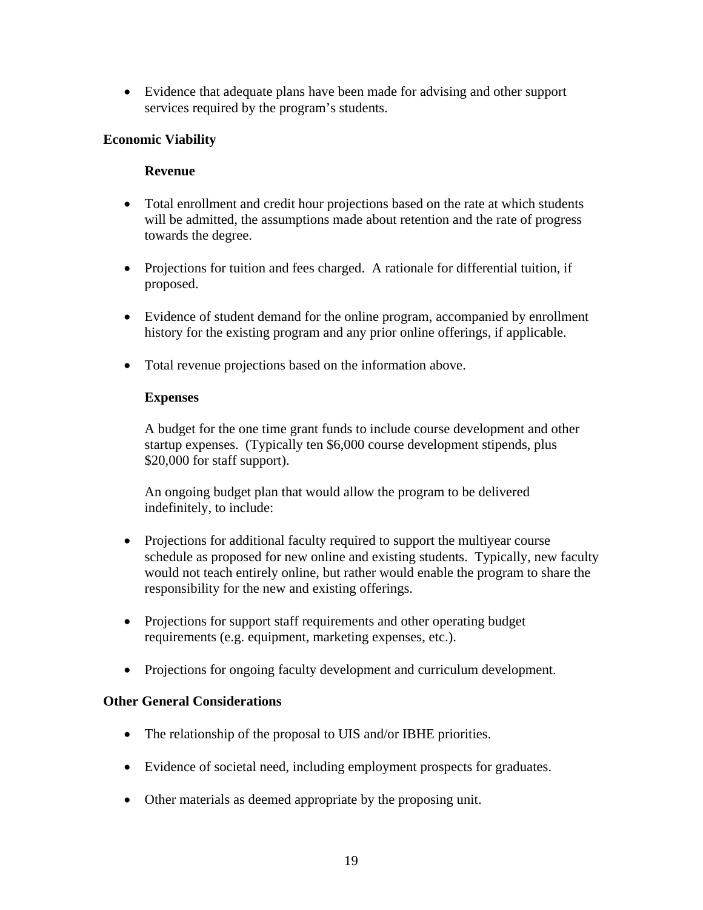- Evidence that adequate plans have been made for advising and other support services required by the program's students.

**Economic Viability**

**Revenue**

- Total enrollment and credit hour projections based on the rate at which students will be admitted, the assumptions made about retention and the rate of progress towards the degree.

- Projections for tuition and fees charged. A rationale for differential tuition, if proposed.

- Evidence of student demand for the online program, accompanied by enrollment history for the existing program and any prior online offerings, if applicable.

- Total revenue projections based on the information above.

**Expenses**

A budget for the one time grant funds to include course development and other startup expenses. (Typically ten $6,000 course development stipends, plus $20,000 for staff support).

An ongoing budget plan that would allow the program to be delivered indefinitely, to include:

- Projections for additional faculty required to support the multiyear course schedule as proposed for new online and existing students. Typically, new faculty would not teach entirely online, but rather would enable the program to share the responsibility for the new and existing offerings.

- Projections for support staff requirements and other operating budget requirements (e.g. equipment, marketing expenses, etc.).

- Projections for ongoing faculty development and curriculum development.

**Other General Considerations**

- The relationship of the proposal to UIS and/or IBHE priorities.

- Evidence of societal need, including employment prospects for graduates.

- Other materials as deemed appropriate by the proposing unit.